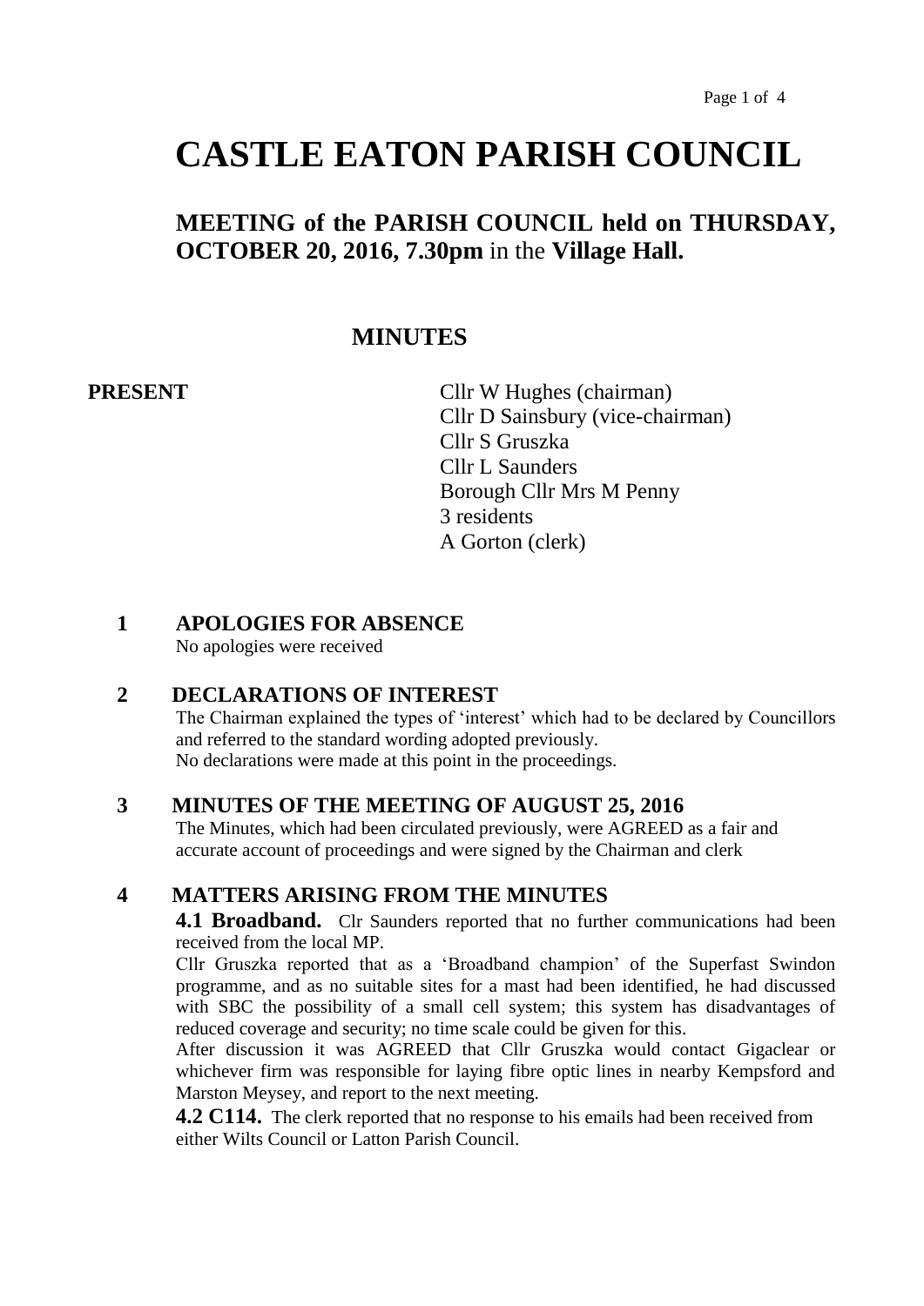# CASTLE EATON PARISH COUNCIL

## MEETING of the PARISH COUNCIL held on THURSDAY, OCTOBER 20, 2016, 7.30pm in the Village Hall.

## MINUTES

**PRESENT**

Cllr W Hughes (chairman)
Cllr D Sainsbury (vice-chairman)
Cllr S Gruszka
Cllr L Saunders
Borough Cllr Mrs M Penny
3 residents
A Gorton (clerk)

### 1 APOLOGIES FOR ABSENCE

No apologies were received

### 2 DECLARATIONS OF INTEREST

The Chairman explained the types of 'interest' which had to be declared by Councillors and referred to the standard wording adopted previously.
No declarations were made at this point in the proceedings.

### 3 MINUTES OF THE MEETING OF AUGUST 25, 2016

The Minutes, which had been circulated previously, were AGREED as a fair and accurate account of proceedings and were signed by the Chairman and clerk

### 4 MATTERS ARISING FROM THE MINUTES

**4.1 Broadband.** Clr Saunders reported that no further communications had been received from the local MP.

Cllr Gruszka reported that as a 'Broadband champion' of the Superfast Swindon programme, and as no suitable sites for a mast had been identified, he had discussed with SBC the possibility of a small cell system; this system has disadvantages of reduced coverage and security; no time scale could be given for this.

After discussion it was AGREED that Cllr Gruszka would contact Gigaclear or whichever firm was responsible for laying fibre optic lines in nearby Kempsford and Marston Meysey, and report to the next meeting.

**4.2 C114.** The clerk reported that no response to his emails had been received from either Wilts Council or Latton Parish Council.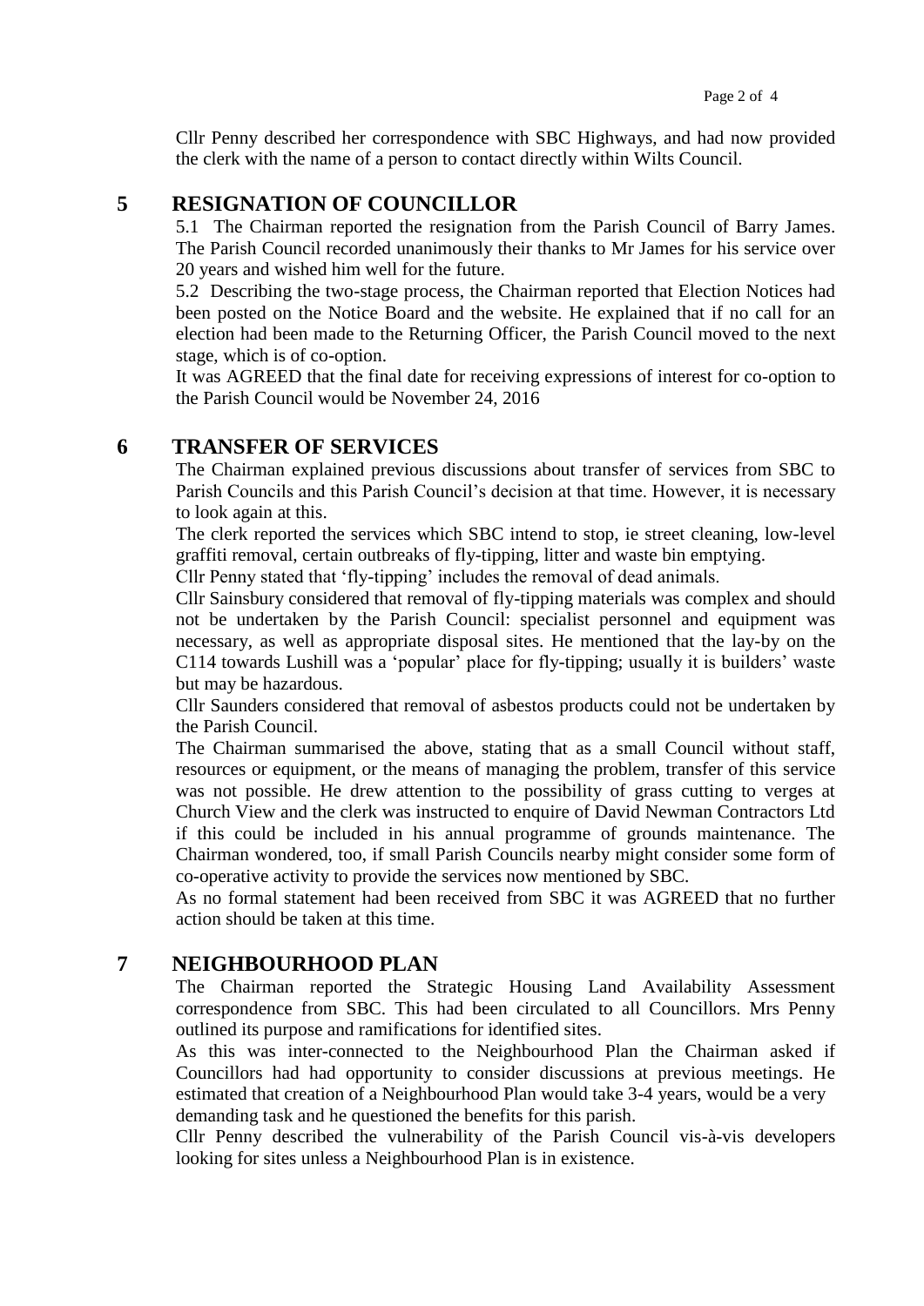Cllr Penny described her correspondence with SBC Highways, and had now provided the clerk with the name of a person to contact directly within Wilts Council.

## 5 RESIGNATION OF COUNCILLOR

5.1 The Chairman reported the resignation from the Parish Council of Barry James. The Parish Council recorded unanimously their thanks to Mr James for his service over 20 years and wished him well for the future.

5.2 Describing the two-stage process, the Chairman reported that Election Notices had been posted on the Notice Board and the website. He explained that if no call for an election had been made to the Returning Officer, the Parish Council moved to the next stage, which is of co-option.

It was AGREED that the final date for receiving expressions of interest for co-option to the Parish Council would be November 24, 2016

## 6 TRANSFER OF SERVICES

The Chairman explained previous discussions about transfer of services from SBC to Parish Councils and this Parish Council's decision at that time. However, it is necessary to look again at this.

The clerk reported the services which SBC intend to stop, ie street cleaning, low-level graffiti removal, certain outbreaks of fly-tipping, litter and waste bin emptying.

Cllr Penny stated that 'fly-tipping' includes the removal of dead animals.

Cllr Sainsbury considered that removal of fly-tipping materials was complex and should not be undertaken by the Parish Council: specialist personnel and equipment was necessary, as well as appropriate disposal sites. He mentioned that the lay-by on the C114 towards Lushill was a 'popular' place for fly-tipping; usually it is builders' waste but may be hazardous.

Cllr Saunders considered that removal of asbestos products could not be undertaken by the Parish Council.

The Chairman summarised the above, stating that as a small Council without staff, resources or equipment, or the means of managing the problem, transfer of this service was not possible. He drew attention to the possibility of grass cutting to verges at Church View and the clerk was instructed to enquire of David Newman Contractors Ltd if this could be included in his annual programme of grounds maintenance. The Chairman wondered, too, if small Parish Councils nearby might consider some form of co-operative activity to provide the services now mentioned by SBC.

As no formal statement had been received from SBC it was AGREED that no further action should be taken at this time.

## 7 NEIGHBOURHOOD PLAN

The Chairman reported the Strategic Housing Land Availability Assessment correspondence from SBC. This had been circulated to all Councillors. Mrs Penny outlined its purpose and ramifications for identified sites.

As this was inter-connected to the Neighbourhood Plan the Chairman asked if Councillors had had opportunity to consider discussions at previous meetings. He estimated that creation of a Neighbourhood Plan would take 3-4 years, would be a very demanding task and he questioned the benefits for this parish.

Cllr Penny described the vulnerability of the Parish Council vis-à-vis developers looking for sites unless a Neighbourhood Plan is in existence.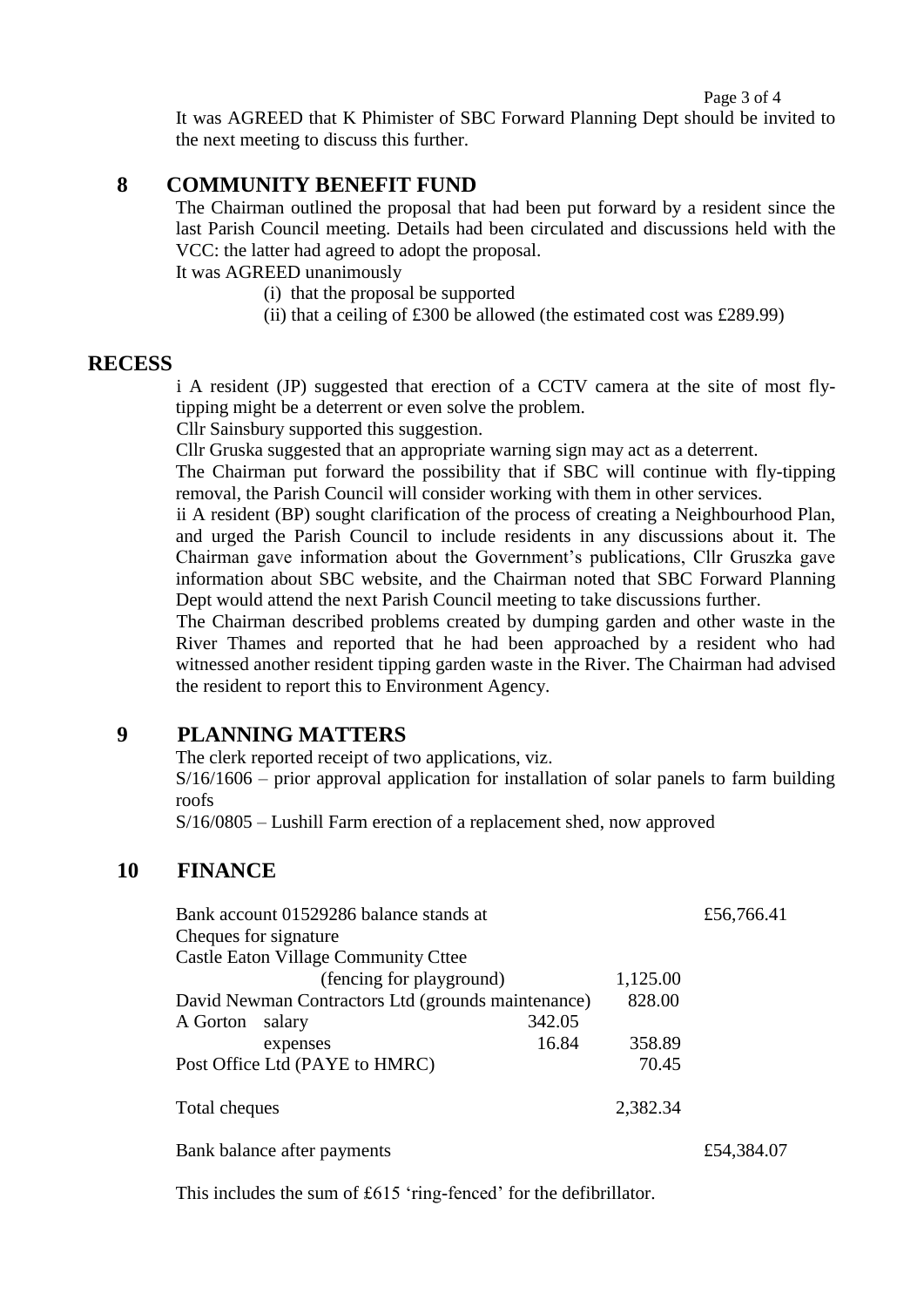It was AGREED that K Phimister of SBC Forward Planning Dept should be invited to the next meeting to discuss this further.

## 8 COMMUNITY BENEFIT FUND

The Chairman outlined the proposal that had been put forward by a resident since the last Parish Council meeting. Details had been circulated and discussions held with the VCC: the latter had agreed to adopt the proposal.

It was AGREED unanimously

(i) that the proposal be supported

(ii) that a ceiling of £300 be allowed (the estimated cost was £289.99)

## RECESS

i A resident (JP) suggested that erection of a CCTV camera at the site of most fly-tipping might be a deterrent or even solve the problem.

Cllr Sainsbury supported this suggestion.

Cllr Gruska suggested that an appropriate warning sign may act as a deterrent.

The Chairman put forward the possibility that if SBC will continue with fly-tipping removal, the Parish Council will consider working with them in other services.

ii A resident (BP) sought clarification of the process of creating a Neighbourhood Plan, and urged the Parish Council to include residents in any discussions about it. The Chairman gave information about the Government's publications, Cllr Gruszka gave information about SBC website, and the Chairman noted that SBC Forward Planning Dept would attend the next Parish Council meeting to take discussions further.

The Chairman described problems created by dumping garden and other waste in the River Thames and reported that he had been approached by a resident who had witnessed another resident tipping garden waste in the River. The Chairman had advised the resident to report this to Environment Agency.

## 9 PLANNING MATTERS

The clerk reported receipt of two applications, viz.

S/16/1606 – prior approval application for installation of solar panels to farm building roofs

S/16/0805 – Lushill Farm erection of a replacement shed, now approved

## 10 FINANCE

| | | | |
|---|---|---|---|
| Bank account 01529286 balance stands at | | | £56,766.41 |
| Cheques for signature | | | |
| Castle Eaton Village Community Cttee (fencing for playground) | | 1,125.00 | |
| David Newman Contractors Ltd (grounds maintenance) | | 828.00 | |
| A Gorton salary | 342.05 | | |
| expenses | 16.84 | 358.89 | |
| Post Office Ltd (PAYE to HMRC) | | 70.45 | |
| Total cheques | | 2,382.34 | |
| Bank balance after payments | | | £54,384.07 |

This includes the sum of £615 'ring-fenced' for the defibrillator.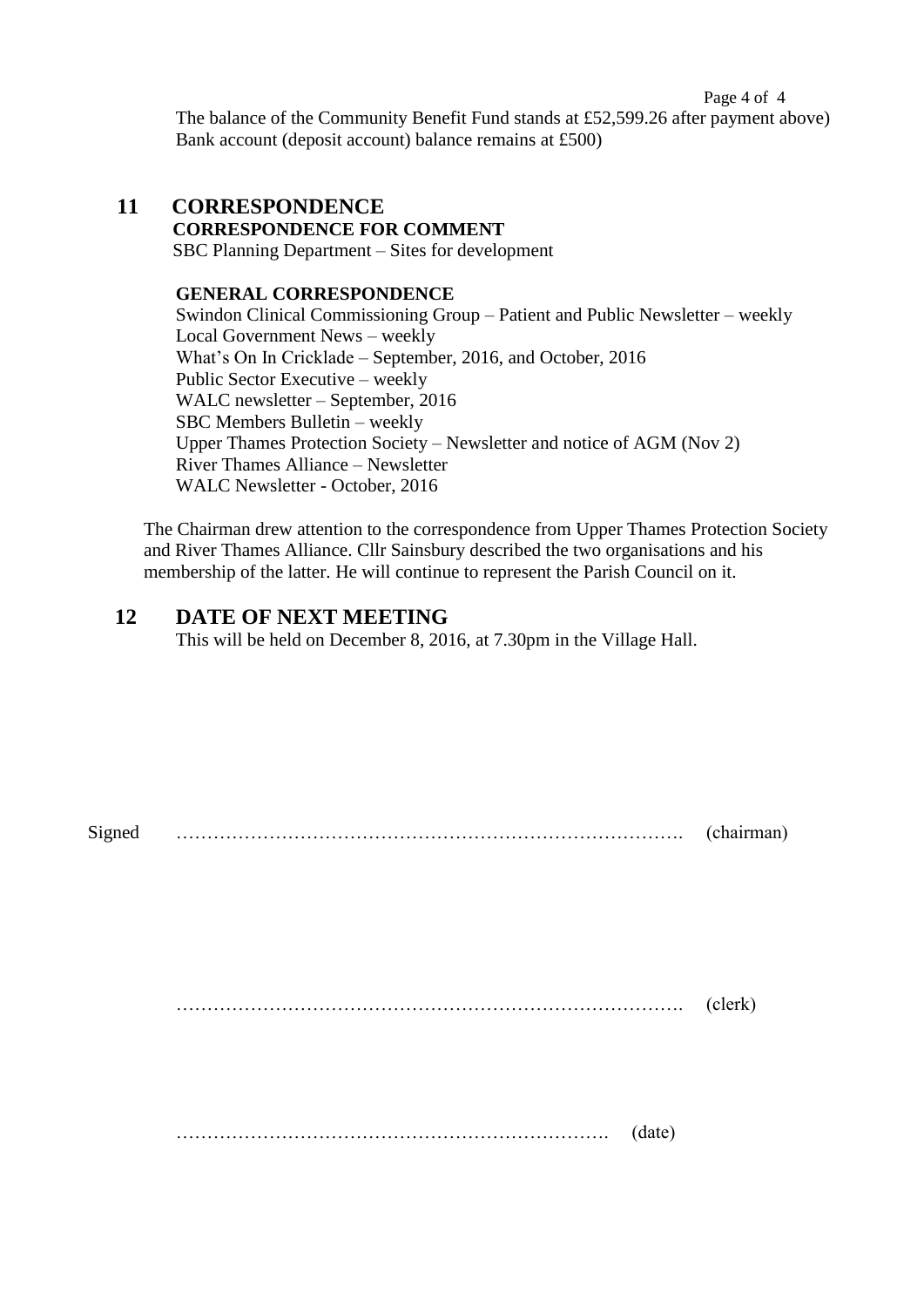The balance of the Community Benefit Fund stands at £52,599.26 after payment above)
Bank account (deposit account) balance remains at £500)

## 11 CORRESPONDENCE

**CORRESPONDENCE FOR COMMENT**

SBC Planning Department – Sites for development

**GENERAL CORRESPONDENCE**

Swindon Clinical Commissioning Group – Patient and Public Newsletter – weekly
Local Government News – weekly
What's On In Cricklade – September, 2016, and October, 2016
Public Sector Executive – weekly
WALC newsletter – September, 2016
SBC Members Bulletin – weekly
Upper Thames Protection Society – Newsletter and notice of AGM (Nov 2)
River Thames Alliance – Newsletter
WALC Newsletter - October, 2016

The Chairman drew attention to the correspondence from Upper Thames Protection Society and River Thames Alliance. Cllr Sainsbury described the two organisations and his membership of the latter. He will continue to represent the Parish Council on it.

## 12 DATE OF NEXT MEETING

This will be held on December 8, 2016, at 7.30pm in the Village Hall.

Signed ………………………………………………………………………. (chairman)

………………………………………………………………………. (clerk)

……………………………………………………………. (date)